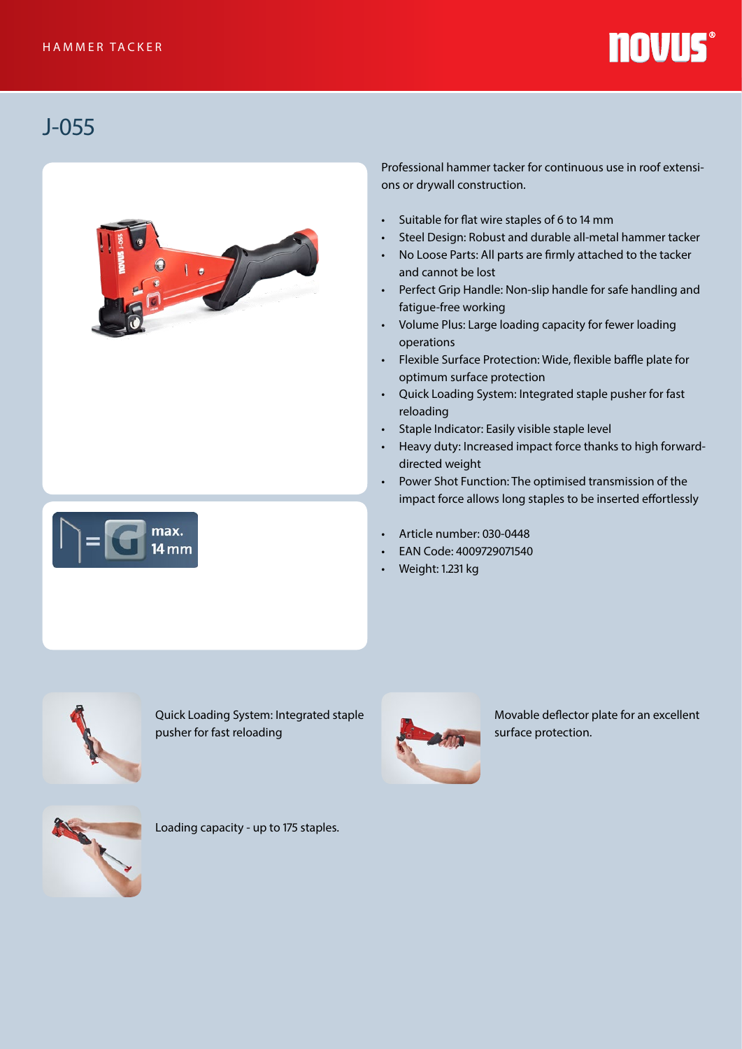HAMMER TACKER

# J-055

max. 14 mm

Professional hammer tacker for continuous use in roof extensions or drywall construction.

- Suitable for flat wire staples of 6 to 14 mm
- Steel Design: Robust and durable all-metal hammer tacker
- No Loose Parts: All parts are firmly attached to the tacker and cannot be lost
- Perfect Grip Handle: Non-slip handle for safe handling and fatigue-free working
- Volume Plus: Large loading capacity for fewer loading operations
- Flexible Surface Protection: Wide, flexible baffle plate for optimum surface protection
- Quick Loading System: Integrated staple pusher for fast reloading
- Staple Indicator: Easily visible staple level
- Heavy duty: Increased impact force thanks to high forward-directed weight
- Power Shot Function: The optimised transmission of the impact force allows long staples to be inserted effortlessly

- Article number: 030-0448
- EAN Code: 4009729071540
- Weight: 1.231 kg

Quick Loading System: Integrated staple pusher for fast reloading

Movable deflector plate for an excellent surface protection.

Loading capacity - up to 175 staples.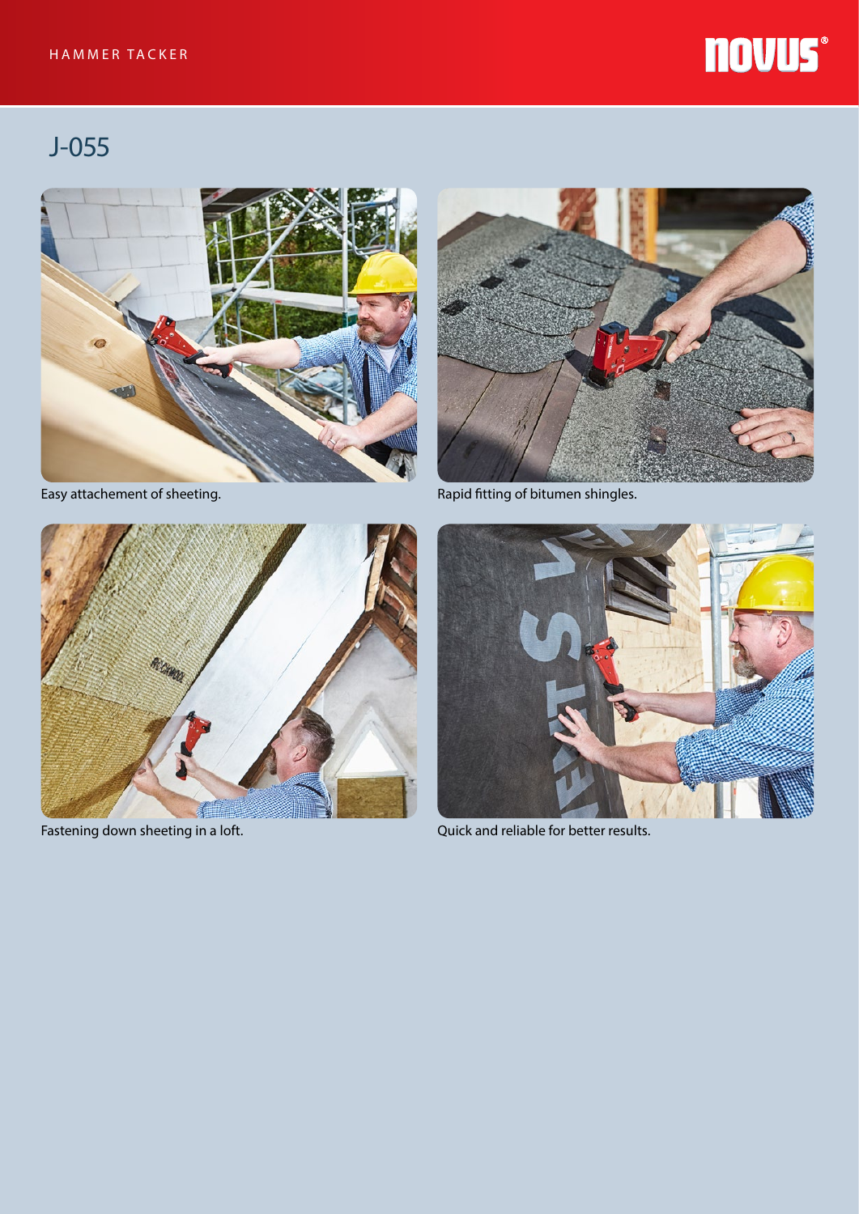HAMMER TACKER

# J-055

Easy attachement of sheeting.

Rapid fitting of bitumen shingles.

Fastening down sheeting in a loft.

Quick and reliable for better results.